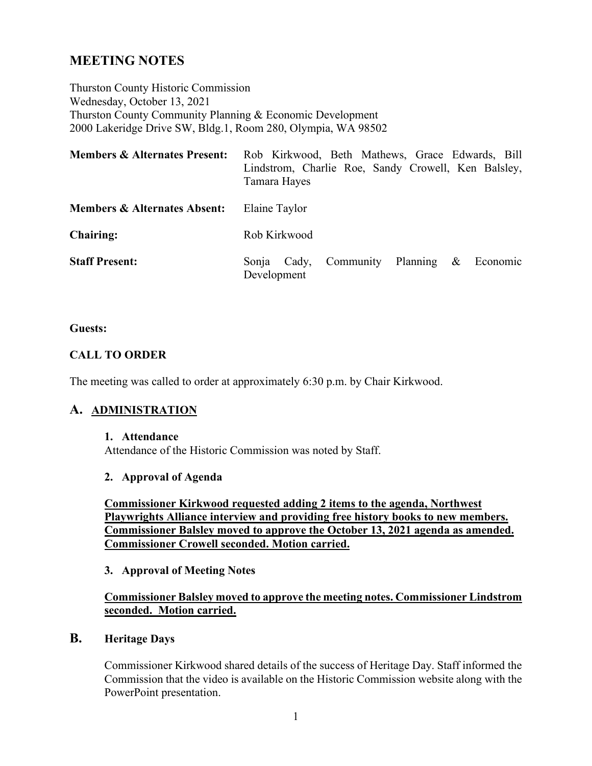# MEETING NOTES

Thurston County Historic Commission
Wednesday, October 13, 2021
Thurston County Community Planning & Economic Development
2000 Lakeridge Drive SW, Bldg.1, Room 280, Olympia, WA 98502

| | |
|---|---|
| **Members & Alternates Present:** | Rob Kirkwood, Beth Mathews, Grace Edwards, Bill Lindstrom, Charlie Roe, Sandy Crowell, Ken Balsley, Tamara Hayes |
| **Members & Alternates Absent:** | Elaine Taylor |
| **Chairing:** | Rob Kirkwood |
| **Staff Present:** | Sonja Cady, Community Planning & Economic Development |

**Guests:**

**CALL TO ORDER**

The meeting was called to order at approximately 6:30 p.m. by Chair Kirkwood.

## A. ADMINISTRATION

**1. Attendance**

Attendance of the Historic Commission was noted by Staff.

**2. Approval of Agenda**

**Commissioner Kirkwood requested adding 2 items to the agenda, Northwest Playwrights Alliance interview and providing free history books to new members. Commissioner Balsley moved to approve the October 13, 2021 agenda as amended. Commissioner Crowell seconded. Motion carried.**

**3. Approval of Meeting Notes**

**Commissioner Balsley moved to approve the meeting notes. Commissioner Lindstrom seconded. Motion carried.**

## B. Heritage Days

Commissioner Kirkwood shared details of the success of Heritage Day. Staff informed the Commission that the video is available on the Historic Commission website along with the PowerPoint presentation.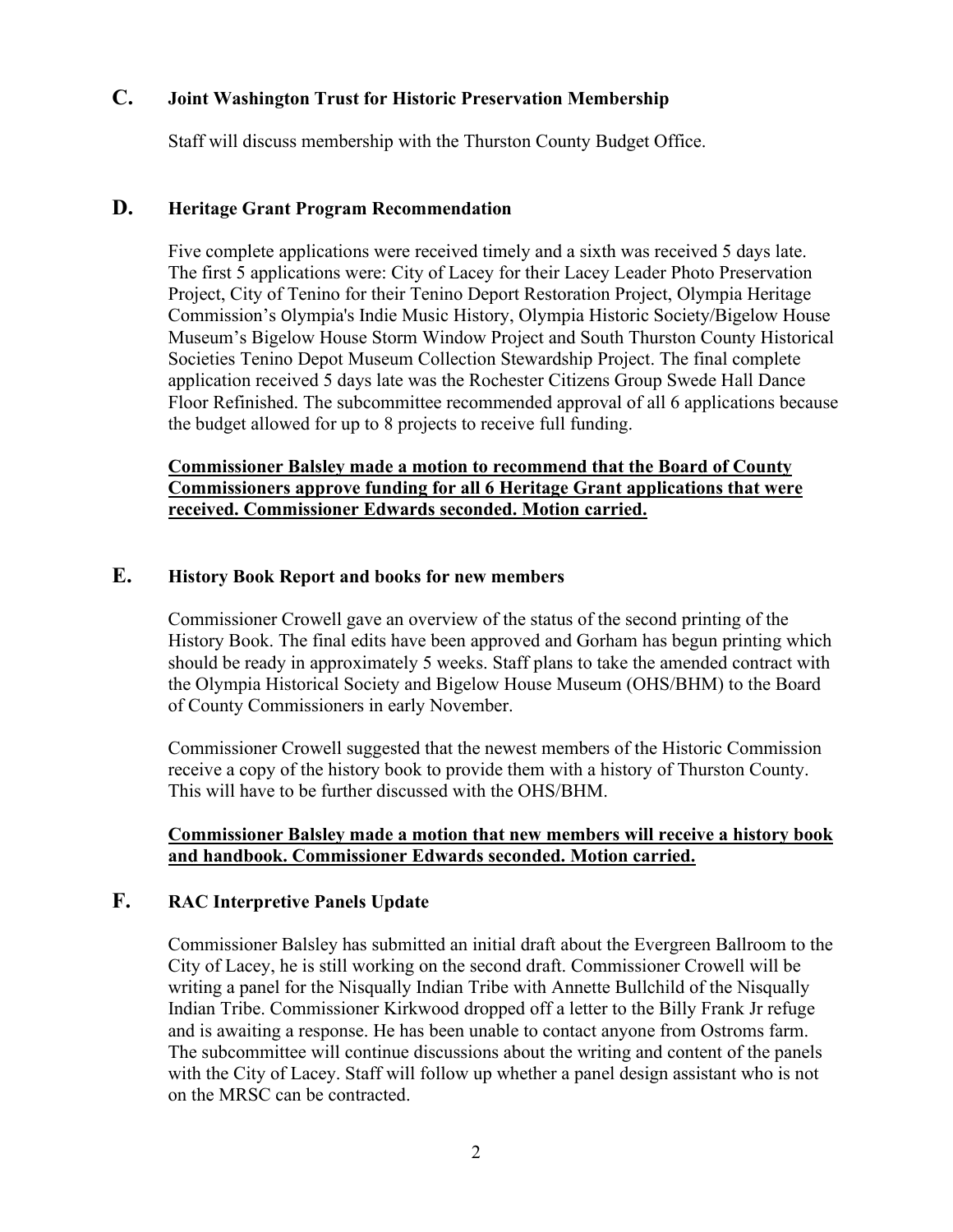## C. Joint Washington Trust for Historic Preservation Membership

Staff will discuss membership with the Thurston County Budget Office.

## D. Heritage Grant Program Recommendation

Five complete applications were received timely and a sixth was received 5 days late. The first 5 applications were: City of Lacey for their Lacey Leader Photo Preservation Project, City of Tenino for their Tenino Deport Restoration Project, Olympia Heritage Commission's Olympia's Indie Music History, Olympia Historic Society/Bigelow House Museum's Bigelow House Storm Window Project and South Thurston County Historical Societies Tenino Depot Museum Collection Stewardship Project. The final complete application received 5 days late was the Rochester Citizens Group Swede Hall Dance Floor Refinished. The subcommittee recommended approval of all 6 applications because the budget allowed for up to 8 projects to receive full funding.

**Commissioner Balsley made a motion to recommend that the Board of County Commissioners approve funding for all 6 Heritage Grant applications that were received. Commissioner Edwards seconded. Motion carried.**

## E. History Book Report and books for new members

Commissioner Crowell gave an overview of the status of the second printing of the History Book. The final edits have been approved and Gorham has begun printing which should be ready in approximately 5 weeks. Staff plans to take the amended contract with the Olympia Historical Society and Bigelow House Museum (OHS/BHM) to the Board of County Commissioners in early November.

Commissioner Crowell suggested that the newest members of the Historic Commission receive a copy of the history book to provide them with a history of Thurston County. This will have to be further discussed with the OHS/BHM.

**Commissioner Balsley made a motion that new members will receive a history book and handbook. Commissioner Edwards seconded. Motion carried.**

## F. RAC Interpretive Panels Update

Commissioner Balsley has submitted an initial draft about the Evergreen Ballroom to the City of Lacey, he is still working on the second draft. Commissioner Crowell will be writing a panel for the Nisqually Indian Tribe with Annette Bullchild of the Nisqually Indian Tribe. Commissioner Kirkwood dropped off a letter to the Billy Frank Jr refuge and is awaiting a response. He has been unable to contact anyone from Ostroms farm. The subcommittee will continue discussions about the writing and content of the panels with the City of Lacey. Staff will follow up whether a panel design assistant who is not on the MRSC can be contracted.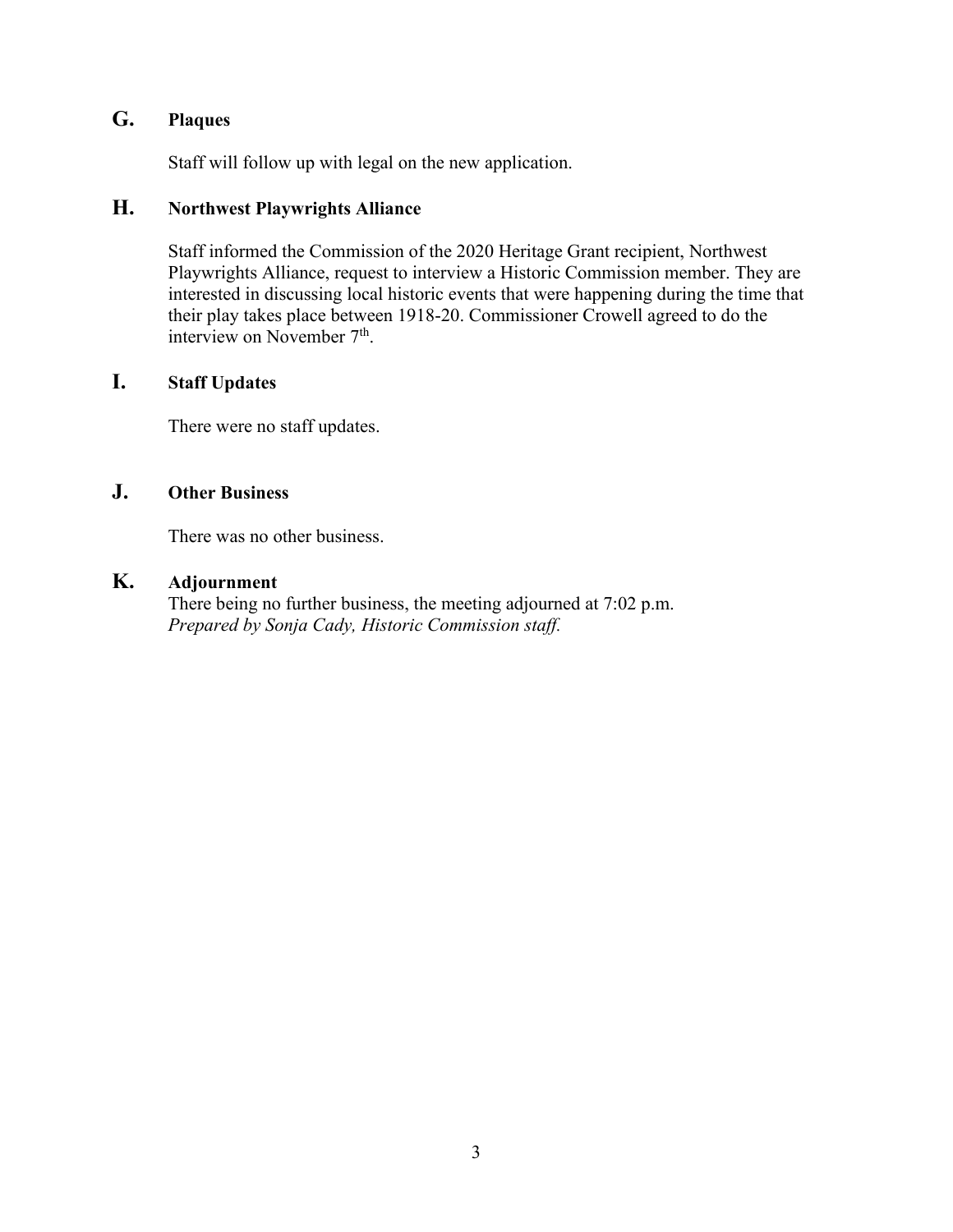## G. Plaques

Staff will follow up with legal on the new application.

## H. Northwest Playwrights Alliance

Staff informed the Commission of the 2020 Heritage Grant recipient, Northwest Playwrights Alliance, request to interview a Historic Commission member. They are interested in discussing local historic events that were happening during the time that their play takes place between 1918-20. Commissioner Crowell agreed to do the interview on November 7th.

## I. Staff Updates

There were no staff updates.

## J. Other Business

There was no other business.

## K. Adjournment

There being no further business, the meeting adjourned at 7:02 p.m.
*Prepared by Sonja Cady, Historic Commission staff.*